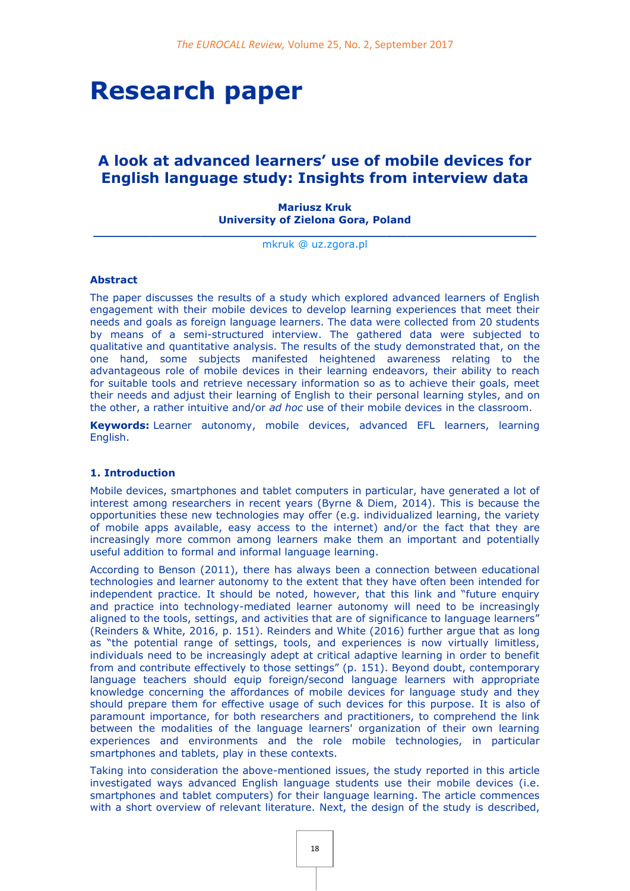# Research paper

## A look at advanced learners' use of mobile devices for English language study: Insights from interview data

**Mariusz Kruk**
**University of Zielona Gora, Poland**

mkruk @ uz.zgora.pl

### Abstract

The paper discusses the results of a study which explored advanced learners of English engagement with their mobile devices to develop learning experiences that meet their needs and goals as foreign language learners. The data were collected from 20 students by means of a semi-structured interview. The gathered data were subjected to qualitative and quantitative analysis. The results of the study demonstrated that, on the one hand, some subjects manifested heightened awareness relating to the advantageous role of mobile devices in their learning endeavors, their ability to reach for suitable tools and retrieve necessary information so as to achieve their goals, meet their needs and adjust their learning of English to their personal learning styles, and on the other, a rather intuitive and/or *ad hoc* use of their mobile devices in the classroom.

**Keywords:** Learner autonomy, mobile devices, advanced EFL learners, learning English.

### 1. Introduction

Mobile devices, smartphones and tablet computers in particular, have generated a lot of interest among researchers in recent years (Byrne & Diem, 2014). This is because the opportunities these new technologies may offer (e.g. individualized learning, the variety of mobile apps available, easy access to the internet) and/or the fact that they are increasingly more common among learners make them an important and potentially useful addition to formal and informal language learning.

According to Benson (2011), there has always been a connection between educational technologies and learner autonomy to the extent that they have often been intended for independent practice. It should be noted, however, that this link and "future enquiry and practice into technology-mediated learner autonomy will need to be increasingly aligned to the tools, settings, and activities that are of significance to language learners" (Reinders & White, 2016, p. 151). Reinders and White (2016) further argue that as long as "the potential range of settings, tools, and experiences is now virtually limitless, individuals need to be increasingly adept at critical adaptive learning in order to benefit from and contribute effectively to those settings" (p. 151). Beyond doubt, contemporary language teachers should equip foreign/second language learners with appropriate knowledge concerning the affordances of mobile devices for language study and they should prepare them for effective usage of such devices for this purpose. It is also of paramount importance, for both researchers and practitioners, to comprehend the link between the modalities of the language learners' organization of their own learning experiences and environments and the role mobile technologies, in particular smartphones and tablets, play in these contexts.

Taking into consideration the above-mentioned issues, the study reported in this article investigated ways advanced English language students use their mobile devices (i.e. smartphones and tablet computers) for their language learning. The article commences with a short overview of relevant literature. Next, the design of the study is described,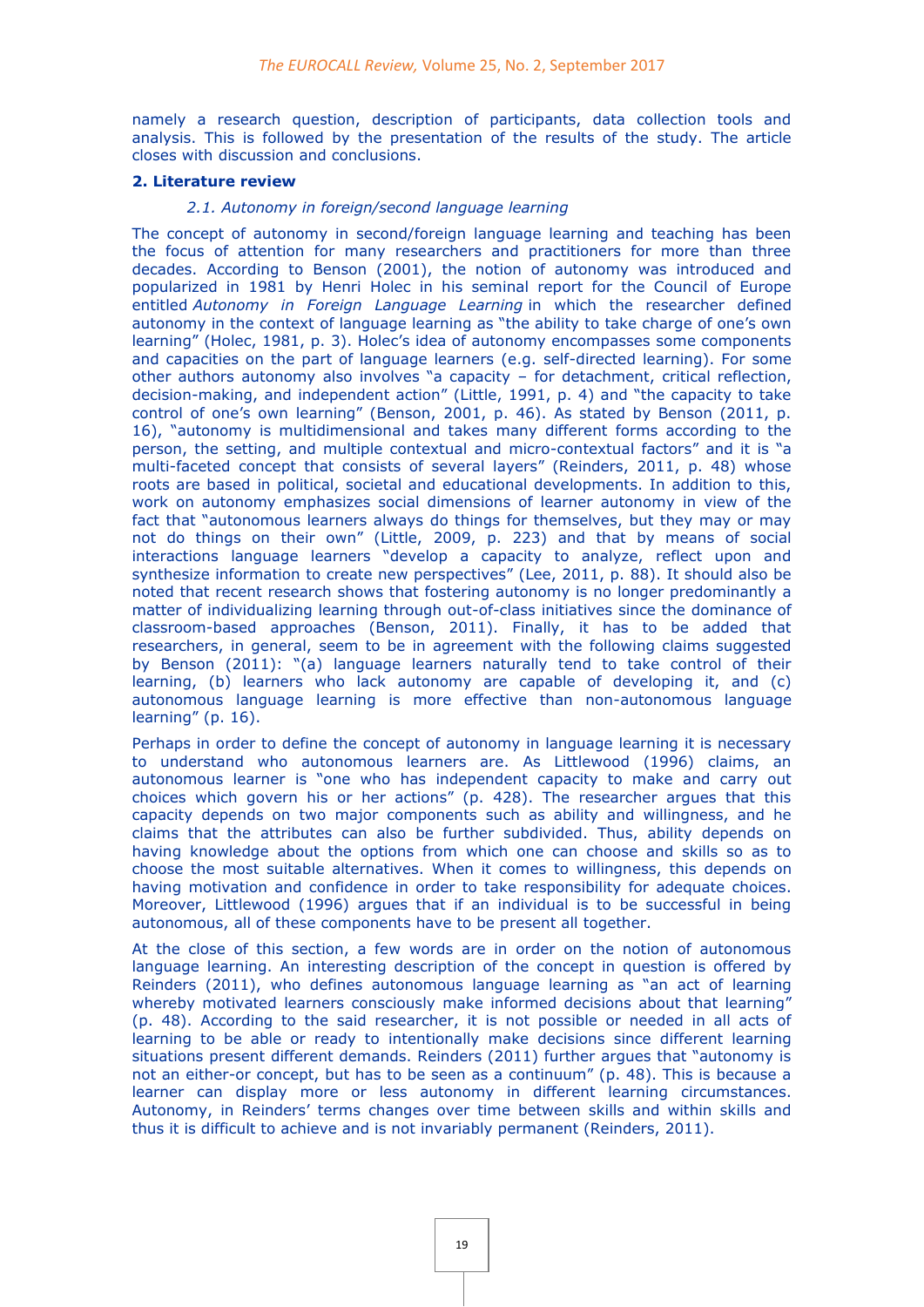namely a research question, description of participants, data collection tools and analysis. This is followed by the presentation of the results of the study. The article closes with discussion and conclusions.

## 2. Literature review

### *2.1. Autonomy in foreign/second language learning*

The concept of autonomy in second/foreign language learning and teaching has been the focus of attention for many researchers and practitioners for more than three decades. According to Benson (2001), the notion of autonomy was introduced and popularized in 1981 by Henri Holec in his seminal report for the Council of Europe entitled *Autonomy in Foreign Language Learning* in which the researcher defined autonomy in the context of language learning as "the ability to take charge of one's own learning" (Holec, 1981, p. 3). Holec's idea of autonomy encompasses some components and capacities on the part of language learners (e.g. self-directed learning). For some other authors autonomy also involves "a capacity – for detachment, critical reflection, decision-making, and independent action" (Little, 1991, p. 4) and "the capacity to take control of one's own learning" (Benson, 2001, p. 46). As stated by Benson (2011, p. 16), "autonomy is multidimensional and takes many different forms according to the person, the setting, and multiple contextual and micro-contextual factors" and it is "a multi-faceted concept that consists of several layers" (Reinders, 2011, p. 48) whose roots are based in political, societal and educational developments. In addition to this, work on autonomy emphasizes social dimensions of learner autonomy in view of the fact that "autonomous learners always do things for themselves, but they may or may not do things on their own" (Little, 2009, p. 223) and that by means of social interactions language learners "develop a capacity to analyze, reflect upon and synthesize information to create new perspectives" (Lee, 2011, p. 88). It should also be noted that recent research shows that fostering autonomy is no longer predominantly a matter of individualizing learning through out-of-class initiatives since the dominance of classroom-based approaches (Benson, 2011). Finally, it has to be added that researchers, in general, seem to be in agreement with the following claims suggested by Benson (2011): "(a) language learners naturally tend to take control of their learning, (b) learners who lack autonomy are capable of developing it, and (c) autonomous language learning is more effective than non-autonomous language learning" (p. 16).

Perhaps in order to define the concept of autonomy in language learning it is necessary to understand who autonomous learners are. As Littlewood (1996) claims, an autonomous learner is "one who has independent capacity to make and carry out choices which govern his or her actions" (p. 428). The researcher argues that this capacity depends on two major components such as ability and willingness, and he claims that the attributes can also be further subdivided. Thus, ability depends on having knowledge about the options from which one can choose and skills so as to choose the most suitable alternatives. When it comes to willingness, this depends on having motivation and confidence in order to take responsibility for adequate choices. Moreover, Littlewood (1996) argues that if an individual is to be successful in being autonomous, all of these components have to be present all together.

At the close of this section, a few words are in order on the notion of autonomous language learning. An interesting description of the concept in question is offered by Reinders (2011), who defines autonomous language learning as "an act of learning whereby motivated learners consciously make informed decisions about that learning" (p. 48). According to the said researcher, it is not possible or needed in all acts of learning to be able or ready to intentionally make decisions since different learning situations present different demands. Reinders (2011) further argues that "autonomy is not an either-or concept, but has to be seen as a continuum" (p. 48). This is because a learner can display more or less autonomy in different learning circumstances. Autonomy, in Reinders' terms changes over time between skills and within skills and thus it is difficult to achieve and is not invariably permanent (Reinders, 2011).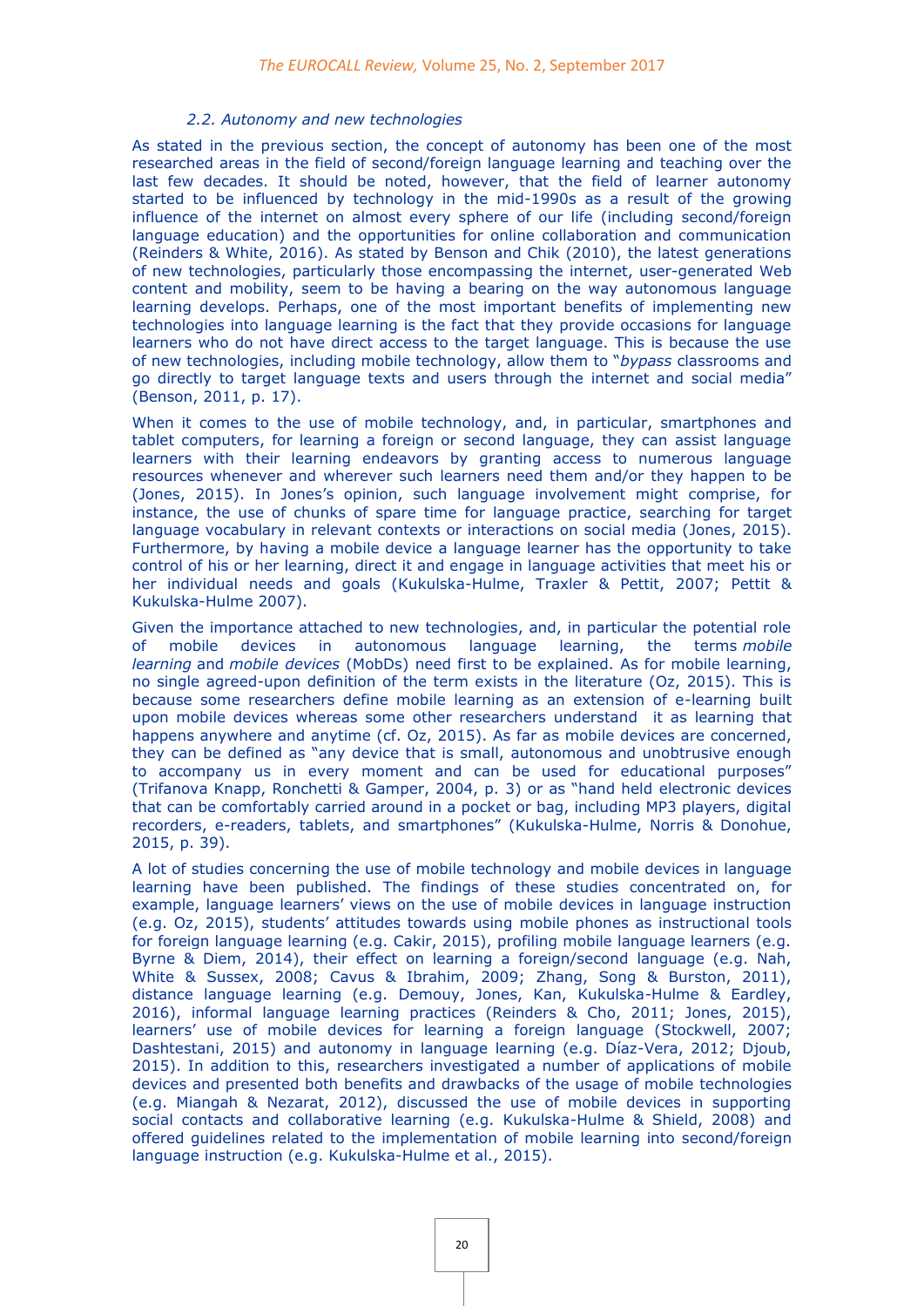### *2.2. Autonomy and new technologies*

As stated in the previous section, the concept of autonomy has been one of the most researched areas in the field of second/foreign language learning and teaching over the last few decades. It should be noted, however, that the field of learner autonomy started to be influenced by technology in the mid-1990s as a result of the growing influence of the internet on almost every sphere of our life (including second/foreign language education) and the opportunities for online collaboration and communication (Reinders & White, 2016). As stated by Benson and Chik (2010), the latest generations of new technologies, particularly those encompassing the internet, user-generated Web content and mobility, seem to be having a bearing on the way autonomous language learning develops. Perhaps, one of the most important benefits of implementing new technologies into language learning is the fact that they provide occasions for language learners who do not have direct access to the target language. This is because the use of new technologies, including mobile technology, allow them to "*bypass* classrooms and go directly to target language texts and users through the internet and social media" (Benson, 2011, p. 17).

When it comes to the use of mobile technology, and, in particular, smartphones and tablet computers, for learning a foreign or second language, they can assist language learners with their learning endeavors by granting access to numerous language resources whenever and wherever such learners need them and/or they happen to be (Jones, 2015). In Jones's opinion, such language involvement might comprise, for instance, the use of chunks of spare time for language practice, searching for target language vocabulary in relevant contexts or interactions on social media (Jones, 2015). Furthermore, by having a mobile device a language learner has the opportunity to take control of his or her learning, direct it and engage in language activities that meet his or her individual needs and goals (Kukulska-Hulme, Traxler & Pettit, 2007; Pettit & Kukulska-Hulme 2007).

Given the importance attached to new technologies, and, in particular the potential role of mobile devices in autonomous language learning, the terms *mobile learning* and *mobile devices* (MobDs) need first to be explained. As for mobile learning, no single agreed-upon definition of the term exists in the literature (Oz, 2015). This is because some researchers define mobile learning as an extension of e-learning built upon mobile devices whereas some other researchers understand it as learning that happens anywhere and anytime (cf. Oz, 2015). As far as mobile devices are concerned, they can be defined as "any device that is small, autonomous and unobtrusive enough to accompany us in every moment and can be used for educational purposes" (Trifanova Knapp, Ronchetti & Gamper, 2004, p. 3) or as "hand held electronic devices that can be comfortably carried around in a pocket or bag, including MP3 players, digital recorders, e-readers, tablets, and smartphones" (Kukulska-Hulme, Norris & Donohue, 2015, p. 39).

A lot of studies concerning the use of mobile technology and mobile devices in language learning have been published. The findings of these studies concentrated on, for example, language learners' views on the use of mobile devices in language instruction (e.g. Oz, 2015), students' attitudes towards using mobile phones as instructional tools for foreign language learning (e.g. Cakir, 2015), profiling mobile language learners (e.g. Byrne & Diem, 2014), their effect on learning a foreign/second language (e.g. Nah, White & Sussex, 2008; Cavus & Ibrahim, 2009; Zhang, Song & Burston, 2011), distance language learning (e.g. Demouy, Jones, Kan, Kukulska-Hulme & Eardley, 2016), informal language learning practices (Reinders & Cho, 2011; Jones, 2015), learners' use of mobile devices for learning a foreign language (Stockwell, 2007; Dashtestani, 2015) and autonomy in language learning (e.g. Díaz-Vera, 2012; Djoub, 2015). In addition to this, researchers investigated a number of applications of mobile devices and presented both benefits and drawbacks of the usage of mobile technologies (e.g. Miangah & Nezarat, 2012), discussed the use of mobile devices in supporting social contacts and collaborative learning (e.g. Kukulska-Hulme & Shield, 2008) and offered guidelines related to the implementation of mobile learning into second/foreign language instruction (e.g. Kukulska-Hulme et al., 2015).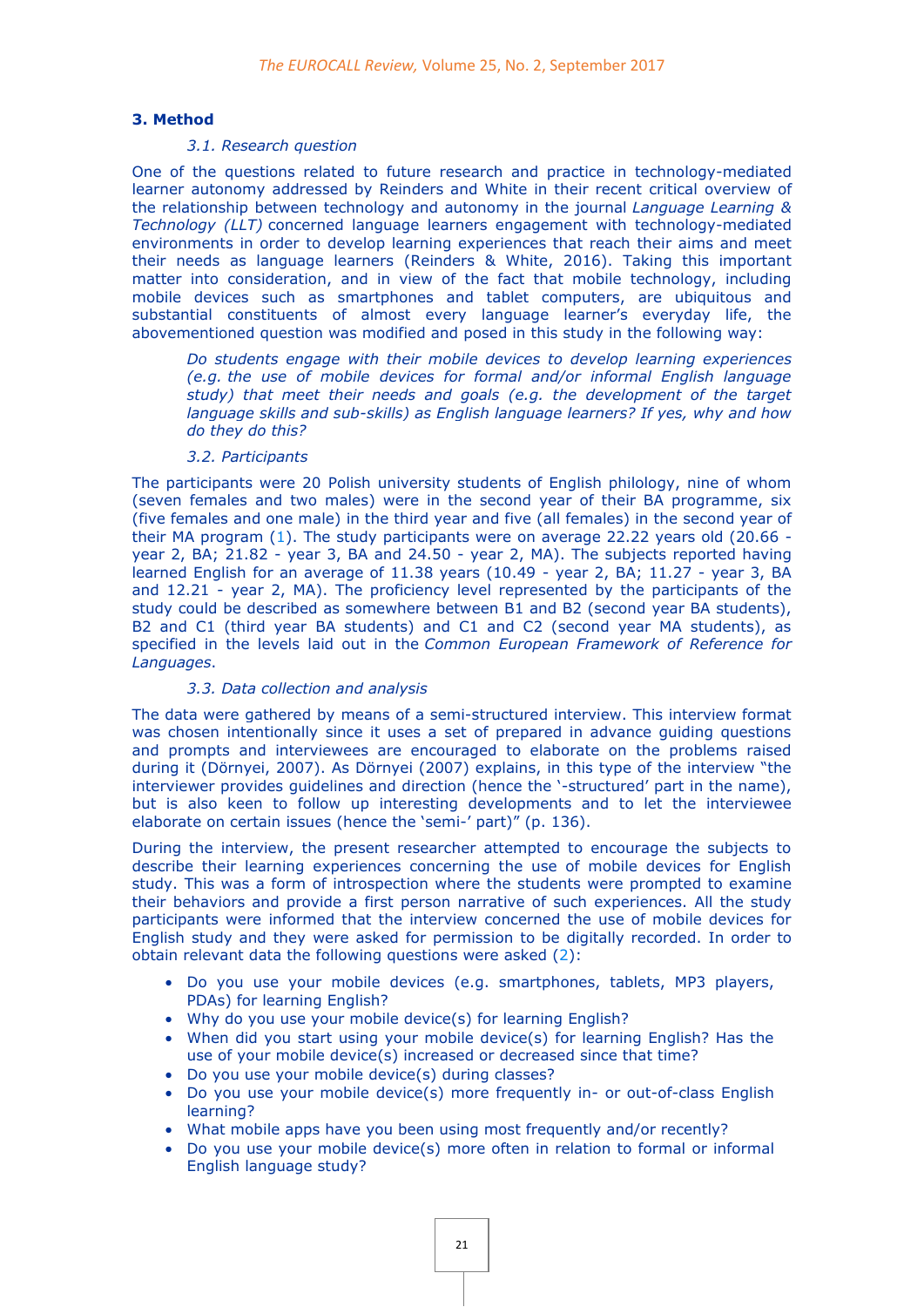## 3. Method

### *3.1. Research question*

One of the questions related to future research and practice in technology-mediated learner autonomy addressed by Reinders and White in their recent critical overview of the relationship between technology and autonomy in the journal *Language Learning & Technology (LLT)* concerned language learners engagement with technology-mediated environments in order to develop learning experiences that reach their aims and meet their needs as language learners (Reinders & White, 2016). Taking this important matter into consideration, and in view of the fact that mobile technology, including mobile devices such as smartphones and tablet computers, are ubiquitous and substantial constituents of almost every language learner's everyday life, the abovementioned question was modified and posed in this study in the following way:

> *Do students engage with their mobile devices to develop learning experiences (e.g. the use of mobile devices for formal and/or informal English language study) that meet their needs and goals (e.g. the development of the target language skills and sub-skills) as English language learners? If yes, why and how do they do this?*

### *3.2. Participants*

The participants were 20 Polish university students of English philology, nine of whom (seven females and two males) were in the second year of their BA programme, six (five females and one male) in the third year and five (all females) in the second year of their MA program (1). The study participants were on average 22.22 years old (20.66 - year 2, BA; 21.82 - year 3, BA and 24.50 - year 2, MA). The subjects reported having learned English for an average of 11.38 years (10.49 - year 2, BA; 11.27 - year 3, BA and 12.21 - year 2, MA). The proficiency level represented by the participants of the study could be described as somewhere between B1 and B2 (second year BA students), B2 and C1 (third year BA students) and C1 and C2 (second year MA students), as specified in the levels laid out in the *Common European Framework of Reference for Languages*.

### *3.3. Data collection and analysis*

The data were gathered by means of a semi-structured interview. This interview format was chosen intentionally since it uses a set of prepared in advance guiding questions and prompts and interviewees are encouraged to elaborate on the problems raised during it (Dörnyei, 2007). As Dörnyei (2007) explains, in this type of the interview "the interviewer provides guidelines and direction (hence the '-structured' part in the name), but is also keen to follow up interesting developments and to let the interviewee elaborate on certain issues (hence the 'semi-' part)" (p. 136).

During the interview, the present researcher attempted to encourage the subjects to describe their learning experiences concerning the use of mobile devices for English study. This was a form of introspection where the students were prompted to examine their behaviors and provide a first person narrative of such experiences. All the study participants were informed that the interview concerned the use of mobile devices for English study and they were asked for permission to be digitally recorded. In order to obtain relevant data the following questions were asked (2):

- Do you use your mobile devices (e.g. smartphones, tablets, MP3 players, PDAs) for learning English?
- Why do you use your mobile device(s) for learning English?
- When did you start using your mobile device(s) for learning English? Has the use of your mobile device(s) increased or decreased since that time?
- Do you use your mobile device(s) during classes?
- Do you use your mobile device(s) more frequently in- or out-of-class English learning?
- What mobile apps have you been using most frequently and/or recently?
- Do you use your mobile device(s) more often in relation to formal or informal English language study?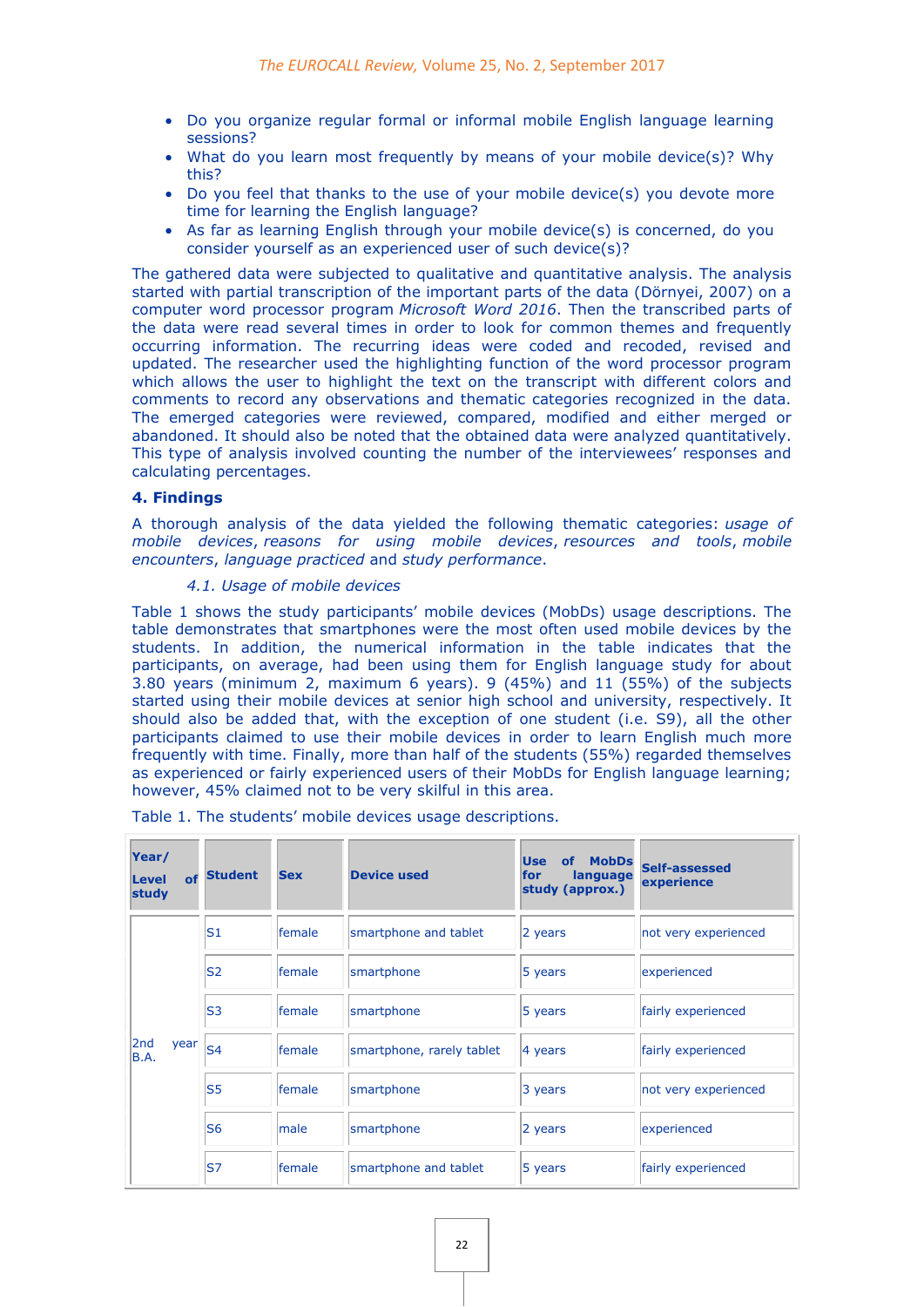- Do you organize regular formal or informal mobile English language learning sessions?
- What do you learn most frequently by means of your mobile device(s)? Why this?
- Do you feel that thanks to the use of your mobile device(s) you devote more time for learning the English language?
- As far as learning English through your mobile device(s) is concerned, do you consider yourself as an experienced user of such device(s)?

The gathered data were subjected to qualitative and quantitative analysis. The analysis started with partial transcription of the important parts of the data (Dörnyei, 2007) on a computer word processor program *Microsoft Word 2016*. Then the transcribed parts of the data were read several times in order to look for common themes and frequently occurring information. The recurring ideas were coded and recoded, revised and updated. The researcher used the highlighting function of the word processor program which allows the user to highlight the text on the transcript with different colors and comments to record any observations and thematic categories recognized in the data. The emerged categories were reviewed, compared, modified and either merged or abandoned. It should also be noted that the obtained data were analyzed quantitatively. This type of analysis involved counting the number of the interviewees' responses and calculating percentages.

## 4. Findings

A thorough analysis of the data yielded the following thematic categories: *usage of mobile devices*, *reasons for using mobile devices*, *resources and tools*, *mobile encounters*, *language practiced* and *study performance*.

### *4.1. Usage of mobile devices*

Table 1 shows the study participants' mobile devices (MobDs) usage descriptions. The table demonstrates that smartphones were the most often used mobile devices by the students. In addition, the numerical information in the table indicates that the participants, on average, had been using them for English language study for about 3.80 years (minimum 2, maximum 6 years). 9 (45%) and 11 (55%) of the subjects started using their mobile devices at senior high school and university, respectively. It should also be added that, with the exception of one student (i.e. S9), all the other participants claimed to use their mobile devices in order to learn English much more frequently with time. Finally, more than half of the students (55%) regarded themselves as experienced or fairly experienced users of their MobDs for English language learning; however, 45% claimed not to be very skilful in this area.

Table 1. The students' mobile devices usage descriptions.

| Year/ Level of study | Student | Sex | Device used | Use of MobDs for language study (approx.) | Self-assessed experience |
|---|---|---|---|---|---|
| 2nd year B.A. | S1 | female | smartphone and tablet | 2 years | not very experienced |
| | S2 | female | smartphone | 5 years | experienced |
| | S3 | female | smartphone | 5 years | fairly experienced |
| | S4 | female | smartphone, rarely tablet | 4 years | fairly experienced |
| | S5 | female | smartphone | 3 years | not very experienced |
| | S6 | male | smartphone | 2 years | experienced |
| | S7 | female | smartphone and tablet | 5 years | fairly experienced |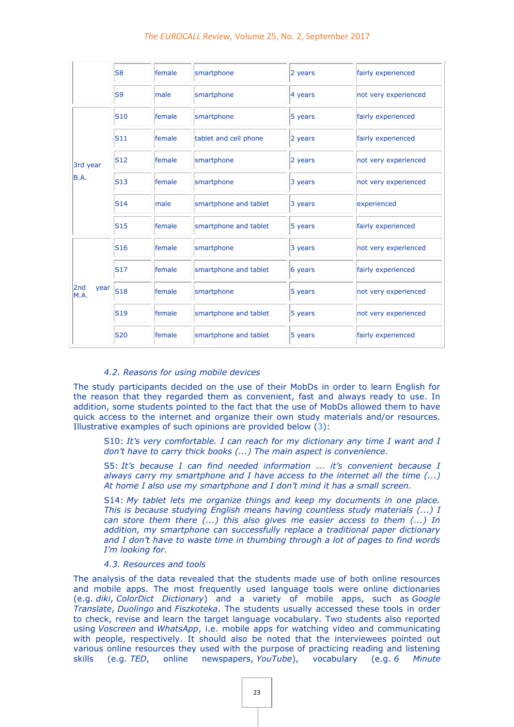| | S8 | female | smartphone | 2 years | fairly experienced |
|---|---|---|---|---|---|
| | S9 | male | smartphone | 4 years | not very experienced |
| 3rd year B.A. | S10 | female | smartphone | 5 years | fairly experienced |
| | S11 | female | tablet and cell phone | 2 years | fairly experienced |
| | S12 | female | smartphone | 2 years | not very experienced |
| | S13 | female | smartphone | 3 years | not very experienced |
| | S14 | male | smartphone and tablet | 3 years | experienced |
| | S15 | female | smartphone and tablet | 5 years | fairly experienced |
| 2nd year M.A. | S16 | female | smartphone | 3 years | not very experienced |
| | S17 | female | smartphone and tablet | 6 years | fairly experienced |
| | S18 | female | smartphone | 5 years | not very experienced |
| | S19 | female | smartphone and tablet | 5 years | not very experienced |
| | S20 | female | smartphone and tablet | 5 years | fairly experienced |

### *4.2. Reasons for using mobile devices*

The study participants decided on the use of their MobDs in order to learn English for the reason that they regarded them as convenient, fast and always ready to use. In addition, some students pointed to the fact that the use of MobDs allowed them to have quick access to the internet and organize their own study materials and/or resources. Illustrative examples of such opinions are provided below (3):

> S10: *It's very comfortable. I can reach for my dictionary any time I want and I don't have to carry thick books (...) The main aspect is convenience.*

> S5: *It's because I can find needed information ... it's convenient because I always carry my smartphone and I have access to the internet all the time (...) At home I also use my smartphone and I don't mind it has a small screen.*

> S14: *My tablet lets me organize things and keep my documents in one place. This is because studying English means having countless study materials (...) I can store them there (...) this also gives me easier access to them (...) In addition, my smartphone can successfully replace a traditional paper dictionary and I don't have to waste time in thumbing through a lot of pages to find words I'm looking for.*

### *4.3. Resources and tools*

The analysis of the data revealed that the students made use of both online resources and mobile apps. The most frequently used language tools were online dictionaries (e.g. *diki*, *ColorDict Dictionary*) and a variety of mobile apps, such as *Google Translate*, *Duolingo* and *Fiszkoteka*. The students usually accessed these tools in order to check, revise and learn the target language vocabulary. Two students also reported using *Voscreen* and *WhatsApp*, i.e. mobile apps for watching video and communicating with people, respectively. It should also be noted that the interviewees pointed out various online resources they used with the purpose of practicing reading and listening skills (e.g. *TED*, online newspapers, *YouTube*), vocabulary (e.g. *6 Minute*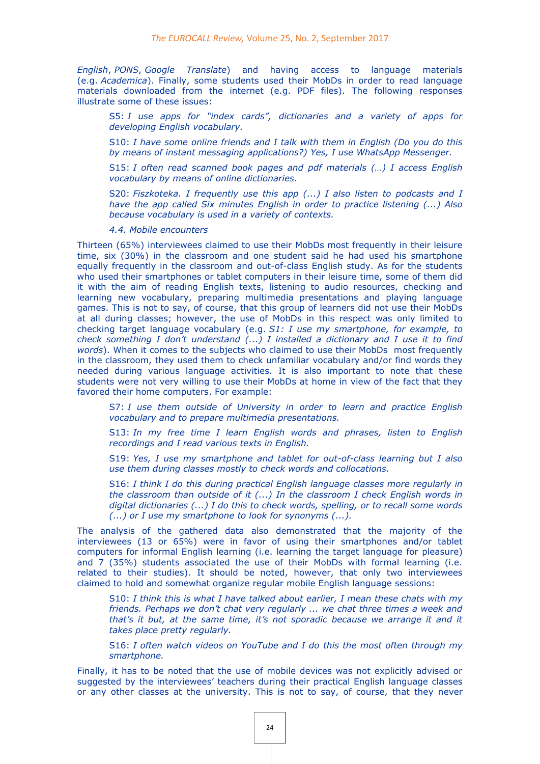*English*, *PONS*, *Google Translate*) and having access to language materials (e.g. *Academica*). Finally, some students used their MobDs in order to read language materials downloaded from the internet (e.g. PDF files). The following responses illustrate some of these issues:

> S5: *I use apps for "index cards", dictionaries and a variety of apps for developing English vocabulary.*

> S10: *I have some online friends and I talk with them in English (Do you do this by means of instant messaging applications?) Yes, I use WhatsApp Messenger.*

> S15: *I often read scanned book pages and pdf materials (…) I access English vocabulary by means of online dictionaries.*

> S20: *Fiszkoteka. I frequently use this app (...) I also listen to podcasts and I have the app called Six minutes English in order to practice listening (...) Also because vocabulary is used in a variety of contexts.*

### *4.4. Mobile encounters*

Thirteen (65%) interviewees claimed to use their MobDs most frequently in their leisure time, six (30%) in the classroom and one student said he had used his smartphone equally frequently in the classroom and out-of-class English study. As for the students who used their smartphones or tablet computers in their leisure time, some of them did it with the aim of reading English texts, listening to audio resources, checking and learning new vocabulary, preparing multimedia presentations and playing language games. This is not to say, of course, that this group of learners did not use their MobDs at all during classes; however, the use of MobDs in this respect was only limited to checking target language vocabulary (e.g. *S1: I use my smartphone, for example, to check something I don't understand (...) I installed a dictionary and I use it to find words*). When it comes to the subjects who claimed to use their MobDs most frequently in the classroom, they used them to check unfamiliar vocabulary and/or find words they needed during various language activities. It is also important to note that these students were not very willing to use their MobDs at home in view of the fact that they favored their home computers. For example:

> S7: *I use them outside of University in order to learn and practice English vocabulary and to prepare multimedia presentations.*

> S13: *In my free time I learn English words and phrases, listen to English recordings and I read various texts in English.*

> S19: *Yes, I use my smartphone and tablet for out-of-class learning but I also use them during classes mostly to check words and collocations.*

> S16: *I think I do this during practical English language classes more regularly in the classroom than outside of it (...) In the classroom I check English words in digital dictionaries (...) I do this to check words, spelling, or to recall some words (...) or I use my smartphone to look for synonyms (...).*

The analysis of the gathered data also demonstrated that the majority of the interviewees (13 or 65%) were in favor of using their smartphones and/or tablet computers for informal English learning (i.e. learning the target language for pleasure) and 7 (35%) students associated the use of their MobDs with formal learning (i.e. related to their studies). It should be noted, however, that only two interviewees claimed to hold and somewhat organize regular mobile English language sessions:

> S10: *I think this is what I have talked about earlier, I mean these chats with my friends. Perhaps we don't chat very regularly ... we chat three times a week and that's it but, at the same time, it's not sporadic because we arrange it and it takes place pretty regularly.*

> S16: *I often watch videos on YouTube and I do this the most often through my smartphone.*

Finally, it has to be noted that the use of mobile devices was not explicitly advised or suggested by the interviewees' teachers during their practical English language classes or any other classes at the university. This is not to say, of course, that they never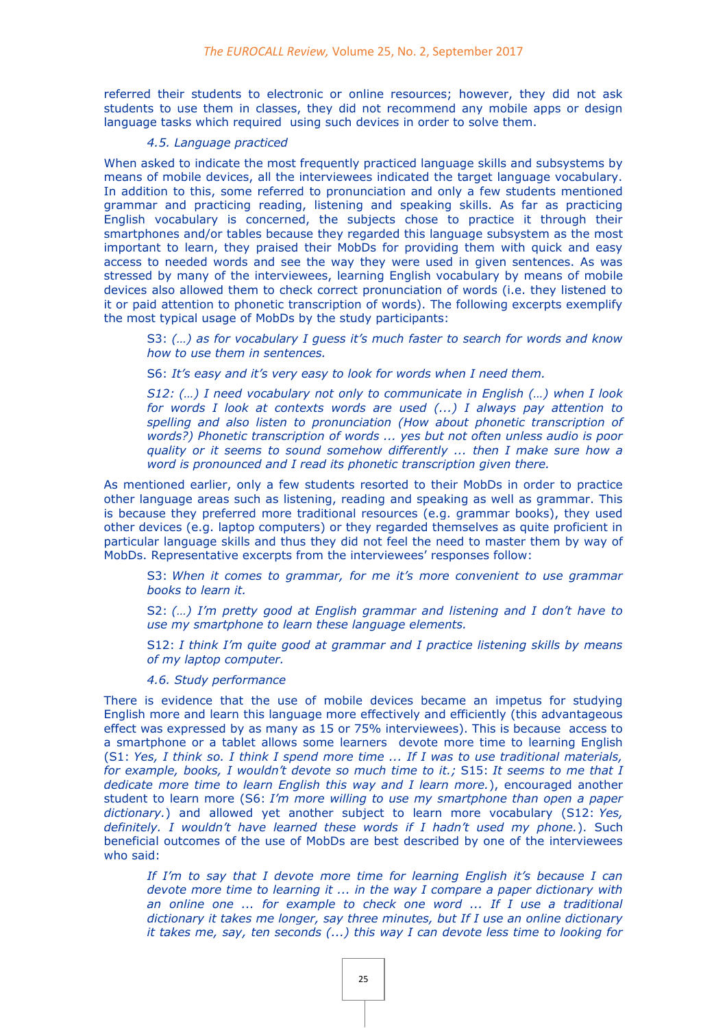referred their students to electronic or online resources; however, they did not ask students to use them in classes, they did not recommend any mobile apps or design language tasks which required using such devices in order to solve them.

### *4.5. Language practiced*

When asked to indicate the most frequently practiced language skills and subsystems by means of mobile devices, all the interviewees indicated the target language vocabulary. In addition to this, some referred to pronunciation and only a few students mentioned grammar and practicing reading, listening and speaking skills. As far as practicing English vocabulary is concerned, the subjects chose to practice it through their smartphones and/or tables because they regarded this language subsystem as the most important to learn, they praised their MobDs for providing them with quick and easy access to needed words and see the way they were used in given sentences. As was stressed by many of the interviewees, learning English vocabulary by means of mobile devices also allowed them to check correct pronunciation of words (i.e. they listened to it or paid attention to phonetic transcription of words). The following excerpts exemplify the most typical usage of MobDs by the study participants:

> S3: *(…) as for vocabulary I guess it's much faster to search for words and know how to use them in sentences.*
>
> S6: *It's easy and it's very easy to look for words when I need them.*
>
> *S12: (…) I need vocabulary not only to communicate in English (…) when I look for words I look at contexts words are used (...) I always pay attention to spelling and also listen to pronunciation (How about phonetic transcription of words?) Phonetic transcription of words ... yes but not often unless audio is poor quality or it seems to sound somehow differently ... then I make sure how a word is pronounced and I read its phonetic transcription given there.*

As mentioned earlier, only a few students resorted to their MobDs in order to practice other language areas such as listening, reading and speaking as well as grammar. This is because they preferred more traditional resources (e.g. grammar books), they used other devices (e.g. laptop computers) or they regarded themselves as quite proficient in particular language skills and thus they did not feel the need to master them by way of MobDs. Representative excerpts from the interviewees' responses follow:

> S3: *When it comes to grammar, for me it's more convenient to use grammar books to learn it.*
>
> S2: *(…) I'm pretty good at English grammar and listening and I don't have to use my smartphone to learn these language elements.*
>
> S12: *I think I'm quite good at grammar and I practice listening skills by means of my laptop computer.*

### *4.6. Study performance*

There is evidence that the use of mobile devices became an impetus for studying English more and learn this language more effectively and efficiently (this advantageous effect was expressed by as many as 15 or 75% interviewees). This is because access to a smartphone or a tablet allows some learners devote more time to learning English (S1: *Yes, I think so. I think I spend more time ... If I was to use traditional materials, for example, books, I wouldn't devote so much time to it.*; S15: *It seems to me that I dedicate more time to learn English this way and I learn more.*), encouraged another student to learn more (S6: *I'm more willing to use my smartphone than open a paper dictionary.*) and allowed yet another subject to learn more vocabulary (S12: *Yes, definitely. I wouldn't have learned these words if I hadn't used my phone.*). Such beneficial outcomes of the use of MobDs are best described by one of the interviewees who said:

> *If I'm to say that I devote more time for learning English it's because I can devote more time to learning it ... in the way I compare a paper dictionary with an online one ... for example to check one word ... If I use a traditional dictionary it takes me longer, say three minutes, but If I use an online dictionary it takes me, say, ten seconds (...) this way I can devote less time to looking for*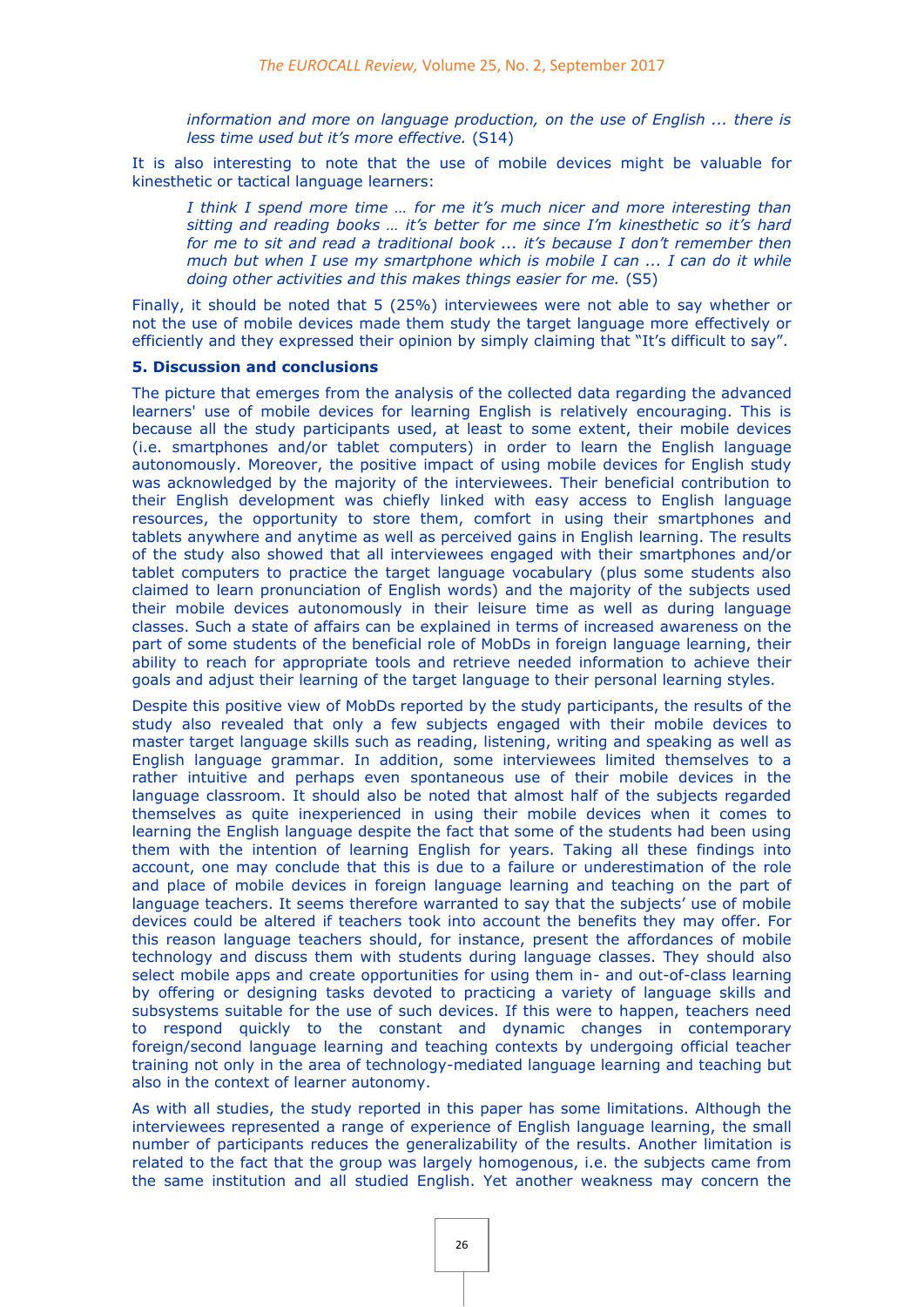> *information and more on language production, on the use of English ... there is less time used but it's more effective.* (S14)

It is also interesting to note that the use of mobile devices might be valuable for kinesthetic or tactical language learners:

> *I think I spend more time … for me it's much nicer and more interesting than sitting and reading books … it's better for me since I'm kinesthetic so it's hard for me to sit and read a traditional book ... it's because I don't remember then much but when I use my smartphone which is mobile I can ... I can do it while doing other activities and this makes things easier for me.* (S5)

Finally, it should be noted that 5 (25%) interviewees were not able to say whether or not the use of mobile devices made them study the target language more effectively or efficiently and they expressed their opinion by simply claiming that "It's difficult to say".

### 5. Discussion and conclusions

The picture that emerges from the analysis of the collected data regarding the advanced learners' use of mobile devices for learning English is relatively encouraging. This is because all the study participants used, at least to some extent, their mobile devices (i.e. smartphones and/or tablet computers) in order to learn the English language autonomously. Moreover, the positive impact of using mobile devices for English study was acknowledged by the majority of the interviewees. Their beneficial contribution to their English development was chiefly linked with easy access to English language resources, the opportunity to store them, comfort in using their smartphones and tablets anywhere and anytime as well as perceived gains in English learning. The results of the study also showed that all interviewees engaged with their smartphones and/or tablet computers to practice the target language vocabulary (plus some students also claimed to learn pronunciation of English words) and the majority of the subjects used their mobile devices autonomously in their leisure time as well as during language classes. Such a state of affairs can be explained in terms of increased awareness on the part of some students of the beneficial role of MobDs in foreign language learning, their ability to reach for appropriate tools and retrieve needed information to achieve their goals and adjust their learning of the target language to their personal learning styles.

Despite this positive view of MobDs reported by the study participants, the results of the study also revealed that only a few subjects engaged with their mobile devices to master target language skills such as reading, listening, writing and speaking as well as English language grammar. In addition, some interviewees limited themselves to a rather intuitive and perhaps even spontaneous use of their mobile devices in the language classroom. It should also be noted that almost half of the subjects regarded themselves as quite inexperienced in using their mobile devices when it comes to learning the English language despite the fact that some of the students had been using them with the intention of learning English for years. Taking all these findings into account, one may conclude that this is due to a failure or underestimation of the role and place of mobile devices in foreign language learning and teaching on the part of language teachers. It seems therefore warranted to say that the subjects' use of mobile devices could be altered if teachers took into account the benefits they may offer. For this reason language teachers should, for instance, present the affordances of mobile technology and discuss them with students during language classes. They should also select mobile apps and create opportunities for using them in- and out-of-class learning by offering or designing tasks devoted to practicing a variety of language skills and subsystems suitable for the use of such devices. If this were to happen, teachers need to respond quickly to the constant and dynamic changes in contemporary foreign/second language learning and teaching contexts by undergoing official teacher training not only in the area of technology-mediated language learning and teaching but also in the context of learner autonomy.

As with all studies, the study reported in this paper has some limitations. Although the interviewees represented a range of experience of English language learning, the small number of participants reduces the generalizability of the results. Another limitation is related to the fact that the group was largely homogenous, i.e. the subjects came from the same institution and all studied English. Yet another weakness may concern the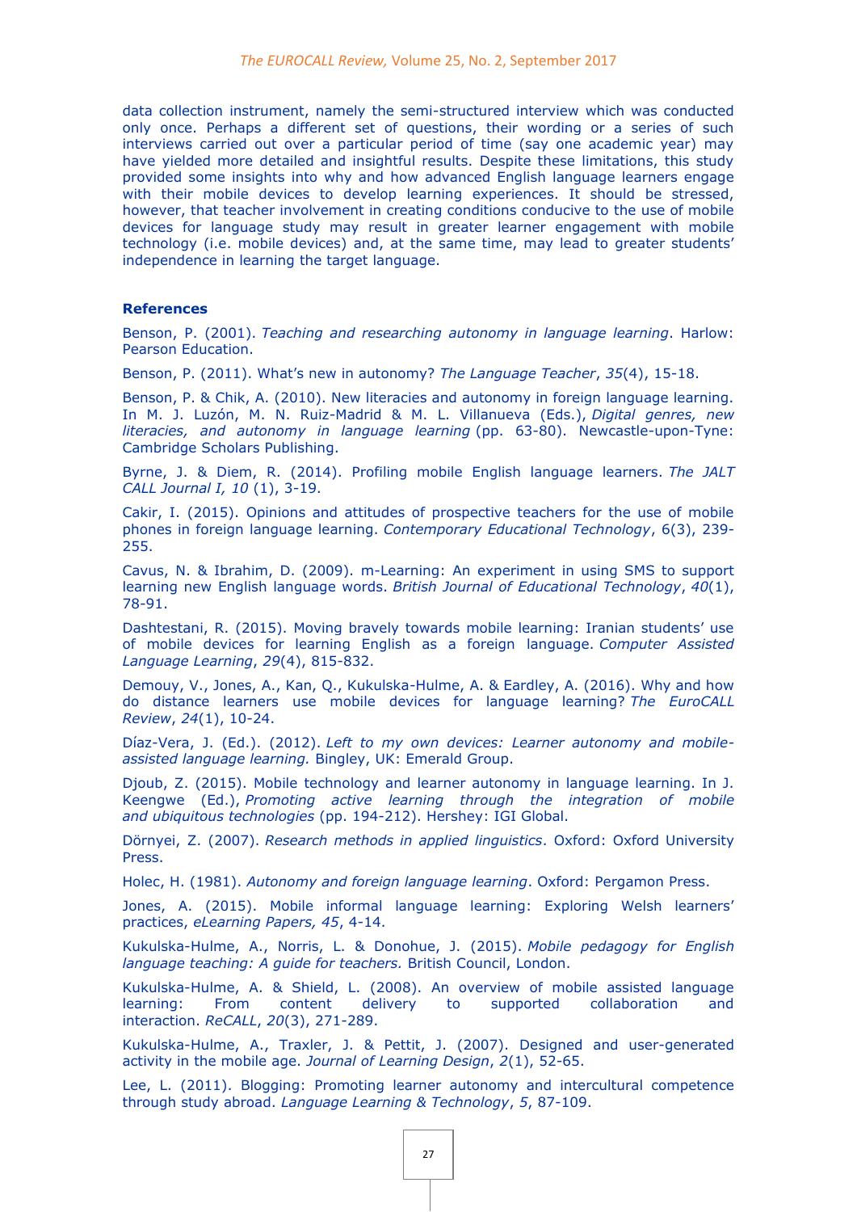data collection instrument, namely the semi-structured interview which was conducted only once. Perhaps a different set of questions, their wording or a series of such interviews carried out over a particular period of time (say one academic year) may have yielded more detailed and insightful results. Despite these limitations, this study provided some insights into why and how advanced English language learners engage with their mobile devices to develop learning experiences. It should be stressed, however, that teacher involvement in creating conditions conducive to the use of mobile devices for language study may result in greater learner engagement with mobile technology (i.e. mobile devices) and, at the same time, may lead to greater students' independence in learning the target language.

**References**

Benson, P. (2001). *Teaching and researching autonomy in language learning*. Harlow: Pearson Education.

Benson, P. (2011). What's new in autonomy? *The Language Teacher*, *35*(4), 15-18.

Benson, P. & Chik, A. (2010). New literacies and autonomy in foreign language learning. In M. J. Luzón, M. N. Ruiz-Madrid & M. L. Villanueva (Eds.), *Digital genres, new literacies, and autonomy in language learning* (pp. 63-80). Newcastle-upon-Tyne: Cambridge Scholars Publishing.

Byrne, J. & Diem, R. (2014). Profiling mobile English language learners. *The JALT CALL Journal I, 10* (1), 3-19.

Cakir, I. (2015). Opinions and attitudes of prospective teachers for the use of mobile phones in foreign language learning. *Contemporary Educational Technology*, 6(3), 239-255.

Cavus, N. & Ibrahim, D. (2009). m-Learning: An experiment in using SMS to support learning new English language words. *British Journal of Educational Technology*, *40*(1), 78-91.

Dashtestani, R. (2015). Moving bravely towards mobile learning: Iranian students' use of mobile devices for learning English as a foreign language. *Computer Assisted Language Learning*, *29*(4), 815-832.

Demouy, V., Jones, A., Kan, Q., Kukulska-Hulme, A. & Eardley, A. (2016). Why and how do distance learners use mobile devices for language learning? *The EuroCALL Review*, *24*(1), 10-24.

Díaz-Vera, J. (Ed.). (2012). *Left to my own devices: Learner autonomy and mobile-assisted language learning.* Bingley, UK: Emerald Group.

Djoub, Z. (2015). Mobile technology and learner autonomy in language learning. In J. Keengwe (Ed.), *Promoting active learning through the integration of mobile and ubiquitous technologies* (pp. 194-212). Hershey: IGI Global.

Dörnyei, Z. (2007). *Research methods in applied linguistics*. Oxford: Oxford University Press.

Holec, H. (1981). *Autonomy and foreign language learning*. Oxford: Pergamon Press.

Jones, A. (2015). Mobile informal language learning: Exploring Welsh learners' practices, *eLearning Papers, 45*, 4-14.

Kukulska-Hulme, A., Norris, L. & Donohue, J. (2015). *Mobile pedagogy for English language teaching: A guide for teachers.* British Council, London.

Kukulska-Hulme, A. & Shield, L. (2008). An overview of mobile assisted language learning: From content delivery to supported collaboration and interaction. *ReCALL*, *20*(3), 271-289.

Kukulska-Hulme, A., Traxler, J. & Pettit, J. (2007). Designed and user-generated activity in the mobile age. *Journal of Learning Design*, *2*(1), 52-65.

Lee, L. (2011). Blogging: Promoting learner autonomy and intercultural competence through study abroad. *Language Learning & Technology*, *5*, 87-109.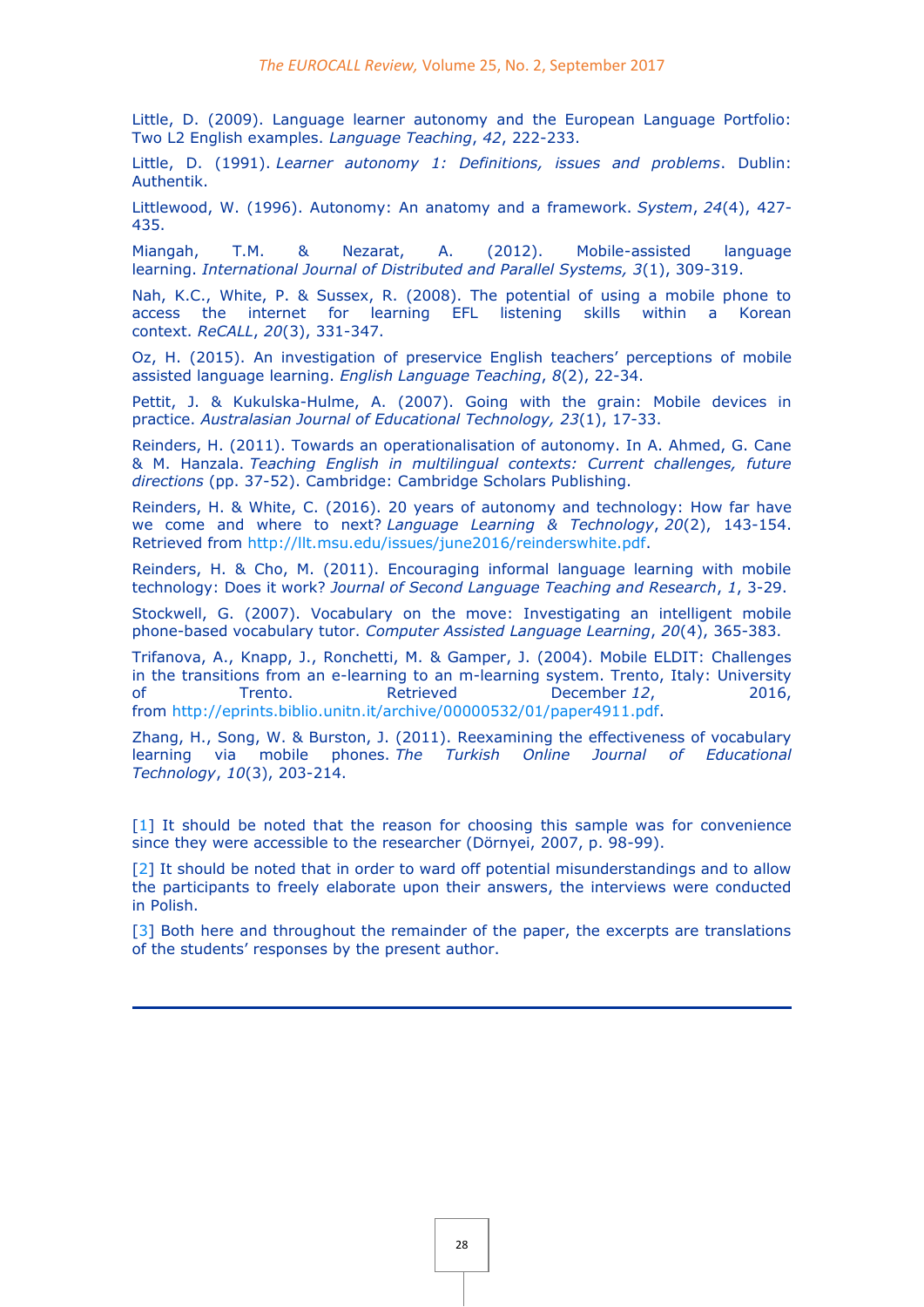Little, D. (2009). Language learner autonomy and the European Language Portfolio: Two L2 English examples. *Language Teaching*, *42*, 222-233.

Little, D. (1991). *Learner autonomy 1: Definitions, issues and problems*. Dublin: Authentik.

Littlewood, W. (1996). Autonomy: An anatomy and a framework. *System*, *24*(4), 427-435.

Miangah, T.M. & Nezarat, A. (2012). Mobile-assisted language learning. *International Journal of Distributed and Parallel Systems, 3*(1), 309-319.

Nah, K.C., White, P. & Sussex, R. (2008). The potential of using a mobile phone to access the internet for learning EFL listening skills within a Korean context. *ReCALL*, *20*(3), 331-347.

Oz, H. (2015). An investigation of preservice English teachers' perceptions of mobile assisted language learning. *English Language Teaching*, *8*(2), 22-34.

Pettit, J. & Kukulska-Hulme, A. (2007). Going with the grain: Mobile devices in practice. *Australasian Journal of Educational Technology, 23*(1), 17-33.

Reinders, H. (2011). Towards an operationalisation of autonomy. In A. Ahmed, G. Cane & M. Hanzala. *Teaching English in multilingual contexts: Current challenges, future directions* (pp. 37-52). Cambridge: Cambridge Scholars Publishing.

Reinders, H. & White, C. (2016). 20 years of autonomy and technology: How far have we come and where to next? *Language Learning & Technology*, *20*(2), 143-154. Retrieved from http://llt.msu.edu/issues/june2016/reinderswhite.pdf.

Reinders, H. & Cho, M. (2011). Encouraging informal language learning with mobile technology: Does it work? *Journal of Second Language Teaching and Research*, *1*, 3-29.

Stockwell, G. (2007). Vocabulary on the move: Investigating an intelligent mobile phone-based vocabulary tutor. *Computer Assisted Language Learning*, *20*(4), 365-383.

Trifanova, A., Knapp, J., Ronchetti, M. & Gamper, J. (2004). Mobile ELDIT: Challenges in the transitions from an e-learning to an m-learning system. Trento, Italy: University of Trento. Retrieved December *12*, 2016, from http://eprints.biblio.unitn.it/archive/00000532/01/paper4911.pdf.

Zhang, H., Song, W. & Burston, J. (2011). Reexamining the effectiveness of vocabulary learning via mobile phones. *The Turkish Online Journal of Educational Technology*, *10*(3), 203-214.

[1] It should be noted that the reason for choosing this sample was for convenience since they were accessible to the researcher (Dörnyei, 2007, p. 98-99).

[2] It should be noted that in order to ward off potential misunderstandings and to allow the participants to freely elaborate upon their answers, the interviews were conducted in Polish.

[3] Both here and throughout the remainder of the paper, the excerpts are translations of the students' responses by the present author.